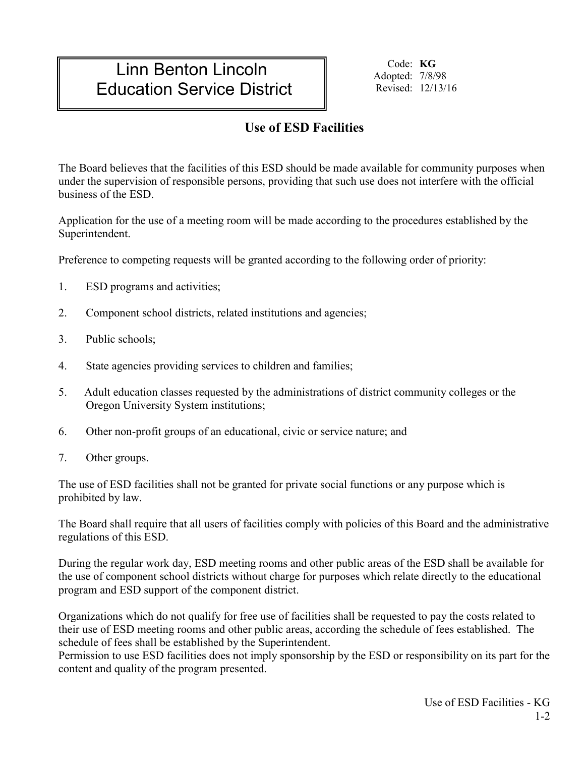# Linn Benton Lincoln Education Service District

Code: **KG**
Adopted: 7/8/98
Revised: 12/13/16

## Use of ESD Facilities

The Board believes that the facilities of this ESD should be made available for community purposes when under the supervision of responsible persons, providing that such use does not interfere with the official business of the ESD.

Application for the use of a meeting room will be made according to the procedures established by the Superintendent.

Preference to competing requests will be granted according to the following order of priority:

1. ESD programs and activities;
2. Component school districts, related institutions and agencies;
3. Public schools;
4. State agencies providing services to children and families;
5. Adult education classes requested by the administrations of district community colleges or the Oregon University System institutions;
6. Other non-profit groups of an educational, civic or service nature; and
7. Other groups.

The use of ESD facilities shall not be granted for private social functions or any purpose which is prohibited by law.

The Board shall require that all users of facilities comply with policies of this Board and the administrative regulations of this ESD.

During the regular work day, ESD meeting rooms and other public areas of the ESD shall be available for the use of component school districts without charge for purposes which relate directly to the educational program and ESD support of the component district.

Organizations which do not qualify for free use of facilities shall be requested to pay the costs related to their use of ESD meeting rooms and other public areas, according the schedule of fees established. The schedule of fees shall be established by the Superintendent.
Permission to use ESD facilities does not imply sponsorship by the ESD or responsibility on its part for the content and quality of the program presented.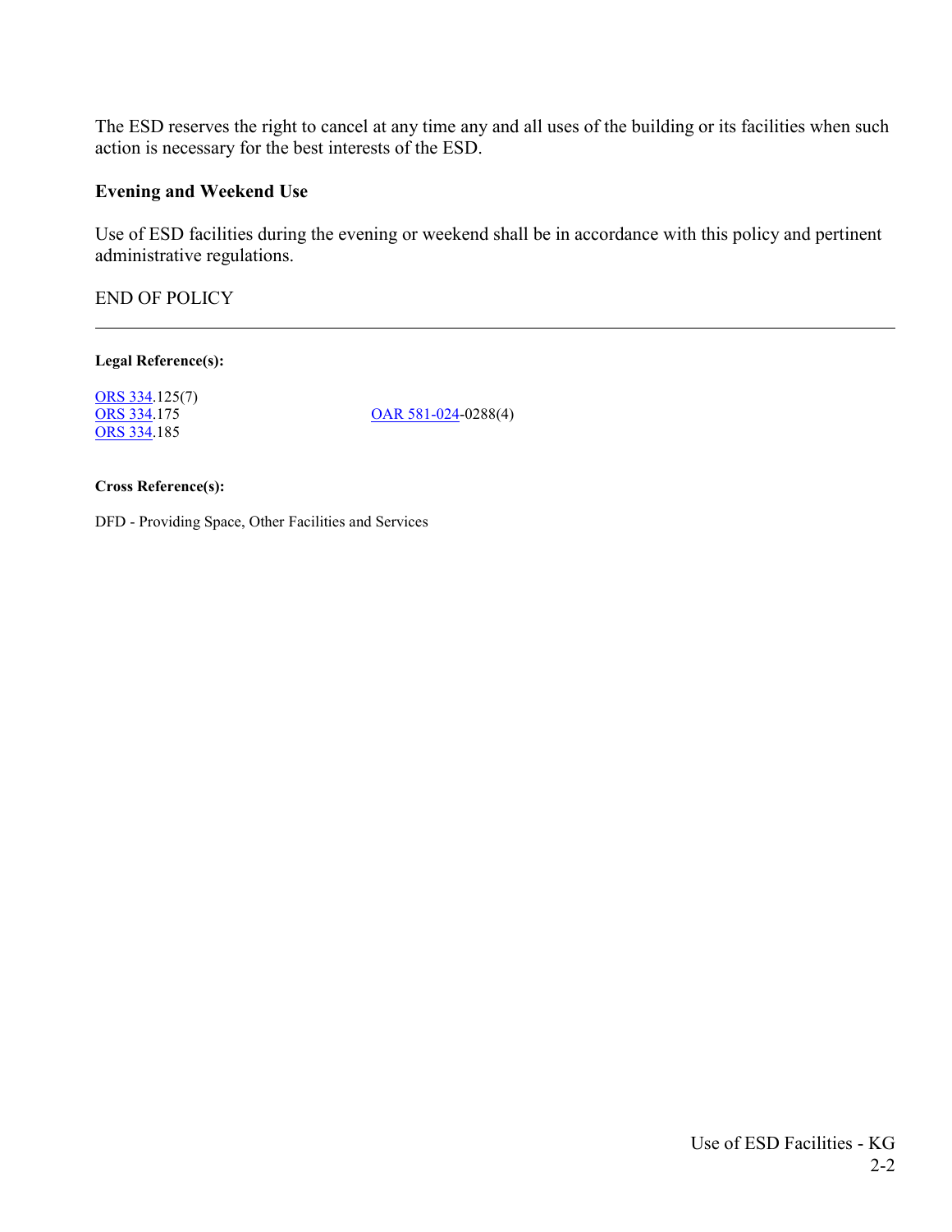The ESD reserves the right to cancel at any time any and all uses of the building or its facilities when such action is necessary for the best interests of the ESD.

**Evening and Weekend Use**

Use of ESD facilities during the evening or weekend shall be in accordance with this policy and pertinent administrative regulations.

END OF POLICY

---

**Legal Reference(s):**

ORS 334.125(7)
ORS 334.175
ORS 334.185

OAR 581-024-0288(4)

**Cross Reference(s):**

DFD - Providing Space, Other Facilities and Services